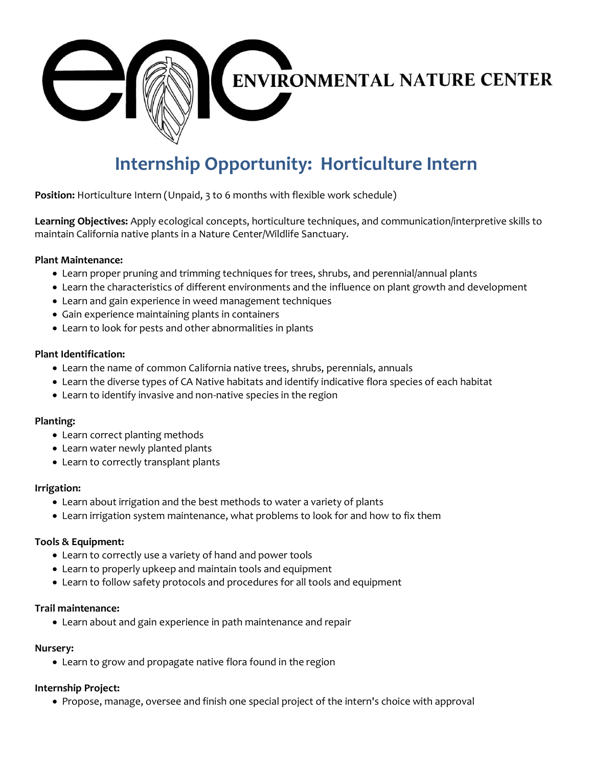ENVIRONMENTAL NATURE CENTER

# Internship Opportunity: Horticulture Intern

**Position:** Horticulture Intern (Unpaid, 3 to 6 months with flexible work schedule)

**Learning Objectives:** Apply ecological concepts, horticulture techniques, and communication/interpretive skills to maintain California native plants in a Nature Center/Wildlife Sanctuary.

**Plant Maintenance:**

- Learn proper pruning and trimming techniques for trees, shrubs, and perennial/annual plants
- Learn the characteristics of different environments and the influence on plant growth and development
- Learn and gain experience in weed management techniques
- Gain experience maintaining plants in containers
- Learn to look for pests and other abnormalities in plants

**Plant Identification:**

- Learn the name of common California native trees, shrubs, perennials, annuals
- Learn the diverse types of CA Native habitats and identify indicative flora species of each habitat
- Learn to identify invasive and non-native species in the region

**Planting:**

- Learn correct planting methods
- Learn water newly planted plants
- Learn to correctly transplant plants

**Irrigation:**

- Learn about irrigation and the best methods to water a variety of plants
- Learn irrigation system maintenance, what problems to look for and how to fix them

**Tools & Equipment:**

- Learn to correctly use a variety of hand and power tools
- Learn to properly upkeep and maintain tools and equipment
- Learn to follow safety protocols and procedures for all tools and equipment

**Trail maintenance:**

- Learn about and gain experience in path maintenance and repair

**Nursery:**

- Learn to grow and propagate native flora found in the region

**Internship Project:**

- Propose, manage, oversee and finish one special project of the intern's choice with approval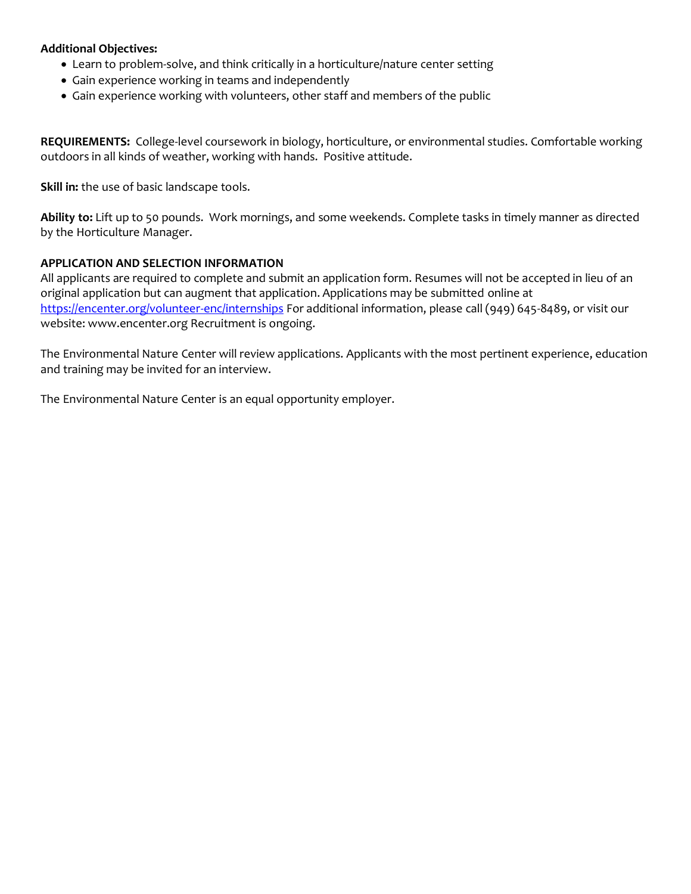**Additional Objectives:**

- Learn to problem-solve, and think critically in a horticulture/nature center setting
- Gain experience working in teams and independently
- Gain experience working with volunteers, other staff and members of the public

**REQUIREMENTS:** College-level coursework in biology, horticulture, or environmental studies. Comfortable working outdoors in all kinds of weather, working with hands. Positive attitude.

**Skill in:** the use of basic landscape tools.

**Ability to:** Lift up to 50 pounds. Work mornings, and some weekends. Complete tasks in timely manner as directed by the Horticulture Manager.

**APPLICATION AND SELECTION INFORMATION**

All applicants are required to complete and submit an application form. Resumes will not be accepted in lieu of an original application but can augment that application. Applications may be submitted online at [https://encenter.org/volunteer-enc/internships](https://encenter.org/volunteer-enc/internships) For additional information, please call (949) 645-8489, or visit our website: www.encenter.org Recruitment is ongoing.

The Environmental Nature Center will review applications. Applicants with the most pertinent experience, education and training may be invited for an interview.

The Environmental Nature Center is an equal opportunity employer.